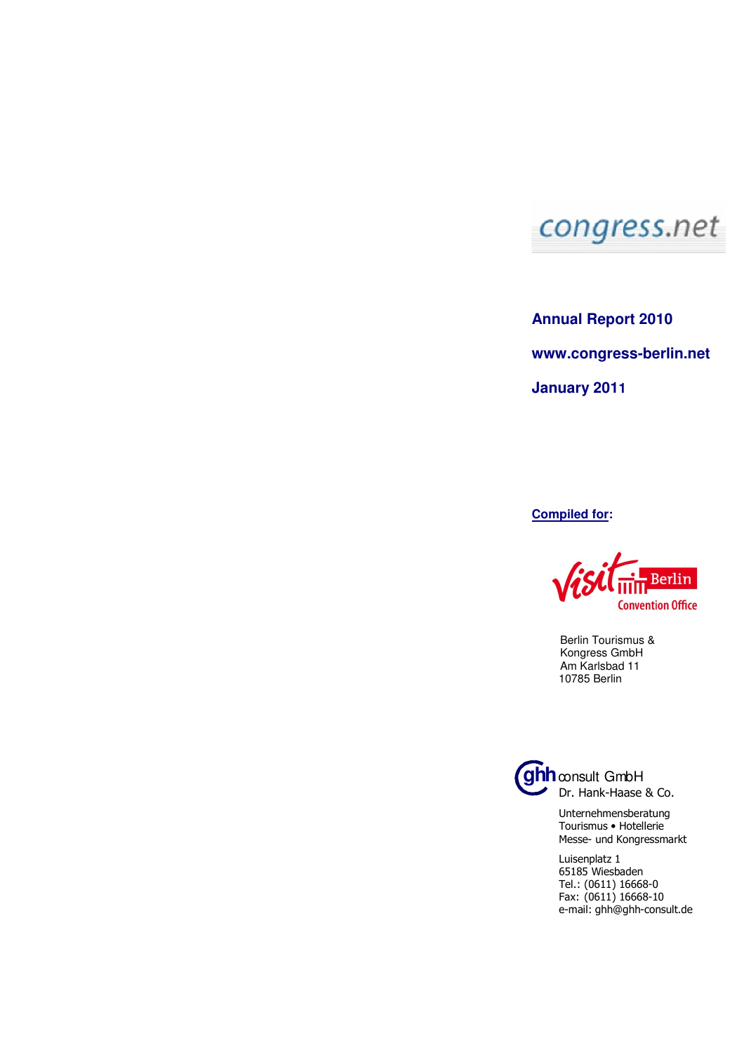congress.net

**Annual Report 2010**

**www.congress-berlin.net**

**January 2011**

**Compiled for:**

Visit Berlin Convention Office

Berlin Tourismus &
Kongress GmbH
Am Karlsbad 11
10785 Berlin

ghh consult GmbH
Dr. Hank-Haase & Co.

Unternehmensberatung
Tourismus • Hotellerie
Messe- und Kongressmarkt

Luisenplatz 1
65185 Wiesbaden
Tel.: (0611) 16668-0
Fax: (0611) 16668-10
e-mail: ghh@ghh-consult.de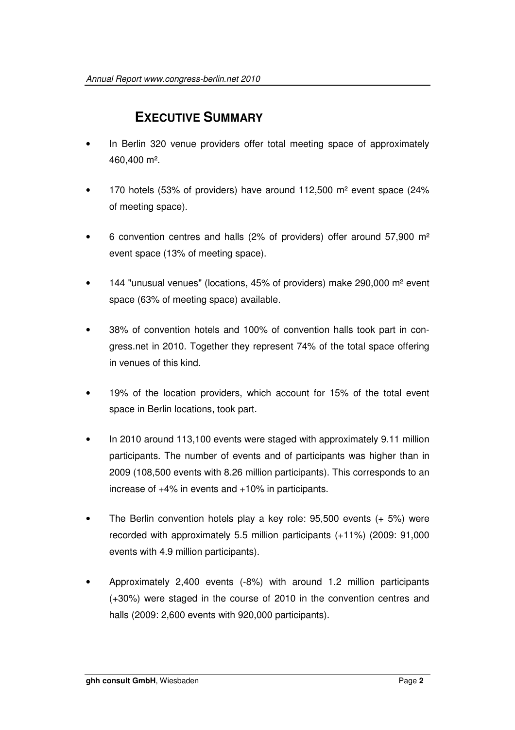# EXECUTIVE SUMMARY

- In Berlin 320 venue providers offer total meeting space of approximately 460,400 m².
- 170 hotels (53% of providers) have around 112,500 m² event space (24% of meeting space).
- 6 convention centres and halls (2% of providers) offer around 57,900 m² event space (13% of meeting space).
- 144 "unusual venues" (locations, 45% of providers) make 290,000 m² event space (63% of meeting space) available.
- 38% of convention hotels and 100% of convention halls took part in congress.net in 2010. Together they represent 74% of the total space offering in venues of this kind.
- 19% of the location providers, which account for 15% of the total event space in Berlin locations, took part.
- In 2010 around 113,100 events were staged with approximately 9.11 million participants. The number of events and of participants was higher than in 2009 (108,500 events with 8.26 million participants). This corresponds to an increase of +4% in events and +10% in participants.
- The Berlin convention hotels play a key role: 95,500 events (+ 5%) were recorded with approximately 5.5 million participants (+11%) (2009: 91,000 events with 4.9 million participants).
- Approximately 2,400 events (-8%) with around 1.2 million participants (+30%) were staged in the course of 2010 in the convention centres and halls (2009: 2,600 events with 920,000 participants).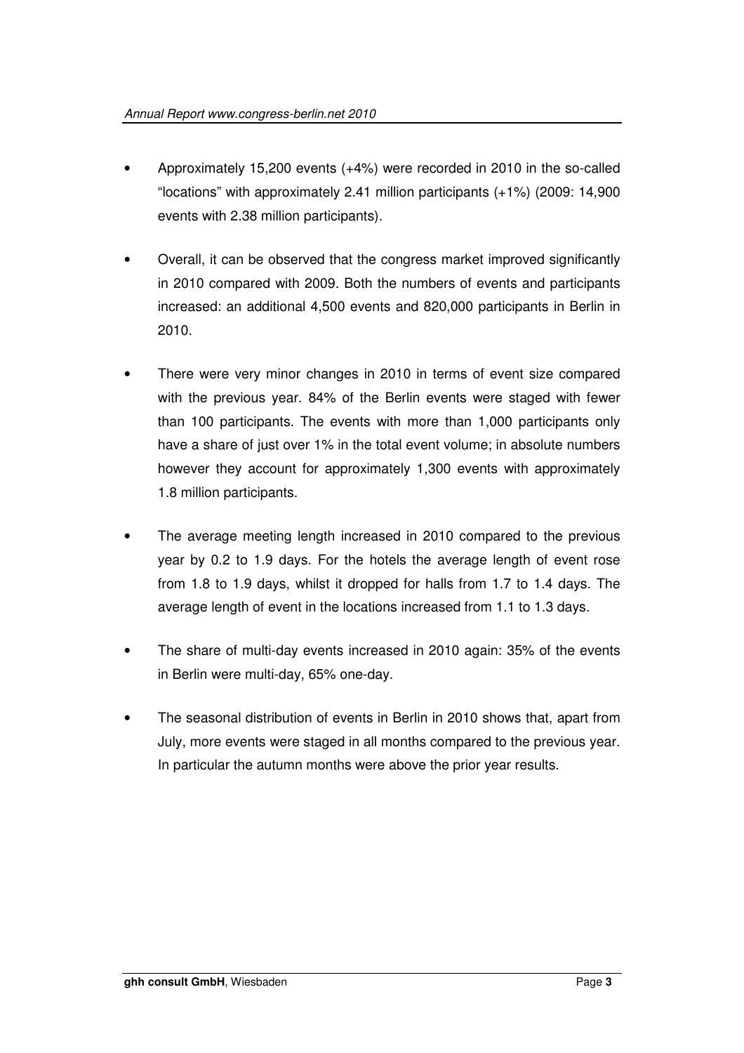- Approximately 15,200 events (+4%) were recorded in 2010 in the so-called "locations" with approximately 2.41 million participants (+1%) (2009: 14,900 events with 2.38 million participants).

- Overall, it can be observed that the congress market improved significantly in 2010 compared with 2009. Both the numbers of events and participants increased: an additional 4,500 events and 820,000 participants in Berlin in 2010.

- There were very minor changes in 2010 in terms of event size compared with the previous year. 84% of the Berlin events were staged with fewer than 100 participants. The events with more than 1,000 participants only have a share of just over 1% in the total event volume; in absolute numbers however they account for approximately 1,300 events with approximately 1.8 million participants.

- The average meeting length increased in 2010 compared to the previous year by 0.2 to 1.9 days. For the hotels the average length of event rose from 1.8 to 1.9 days, whilst it dropped for halls from 1.7 to 1.4 days. The average length of event in the locations increased from 1.1 to 1.3 days.

- The share of multi-day events increased in 2010 again: 35% of the events in Berlin were multi-day, 65% one-day.

- The seasonal distribution of events in Berlin in 2010 shows that, apart from July, more events were staged in all months compared to the previous year. In particular the autumn months were above the prior year results.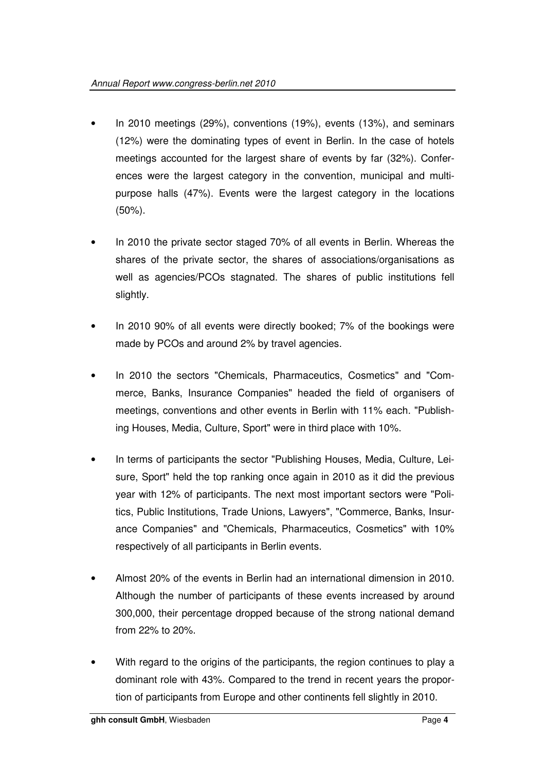- In 2010 meetings (29%), conventions (19%), events (13%), and seminars (12%) were the dominating types of event in Berlin. In the case of hotels meetings accounted for the largest share of events by far (32%). Conferences were the largest category in the convention, municipal and multi-purpose halls (47%). Events were the largest category in the locations (50%).

- In 2010 the private sector staged 70% of all events in Berlin. Whereas the shares of the private sector, the shares of associations/organisations as well as agencies/PCOs stagnated. The shares of public institutions fell slightly.

- In 2010 90% of all events were directly booked; 7% of the bookings were made by PCOs and around 2% by travel agencies.

- In 2010 the sectors "Chemicals, Pharmaceutics, Cosmetics" and "Commerce, Banks, Insurance Companies" headed the field of organisers of meetings, conventions and other events in Berlin with 11% each. "Publishing Houses, Media, Culture, Sport" were in third place with 10%.

- In terms of participants the sector "Publishing Houses, Media, Culture, Leisure, Sport" held the top ranking once again in 2010 as it did the previous year with 12% of participants. The next most important sectors were "Politics, Public Institutions, Trade Unions, Lawyers", "Commerce, Banks, Insurance Companies" and "Chemicals, Pharmaceutics, Cosmetics" with 10% respectively of all participants in Berlin events.

- Almost 20% of the events in Berlin had an international dimension in 2010. Although the number of participants of these events increased by around 300,000, their percentage dropped because of the strong national demand from 22% to 20%.

- With regard to the origins of the participants, the region continues to play a dominant role with 43%. Compared to the trend in recent years the proportion of participants from Europe and other continents fell slightly in 2010.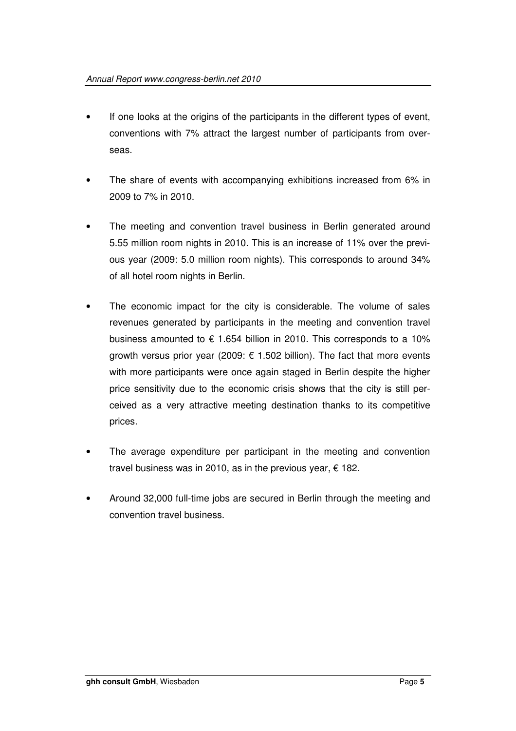- If one looks at the origins of the participants in the different types of event, conventions with 7% attract the largest number of participants from overseas.

- The share of events with accompanying exhibitions increased from 6% in 2009 to 7% in 2010.

- The meeting and convention travel business in Berlin generated around 5.55 million room nights in 2010. This is an increase of 11% over the previous year (2009: 5.0 million room nights). This corresponds to around 34% of all hotel room nights in Berlin.

- The economic impact for the city is considerable. The volume of sales revenues generated by participants in the meeting and convention travel business amounted to € 1.654 billion in 2010. This corresponds to a 10% growth versus prior year (2009: € 1.502 billion). The fact that more events with more participants were once again staged in Berlin despite the higher price sensitivity due to the economic crisis shows that the city is still perceived as a very attractive meeting destination thanks to its competitive prices.

- The average expenditure per participant in the meeting and convention travel business was in 2010, as in the previous year, € 182.

- Around 32,000 full-time jobs are secured in Berlin through the meeting and convention travel business.